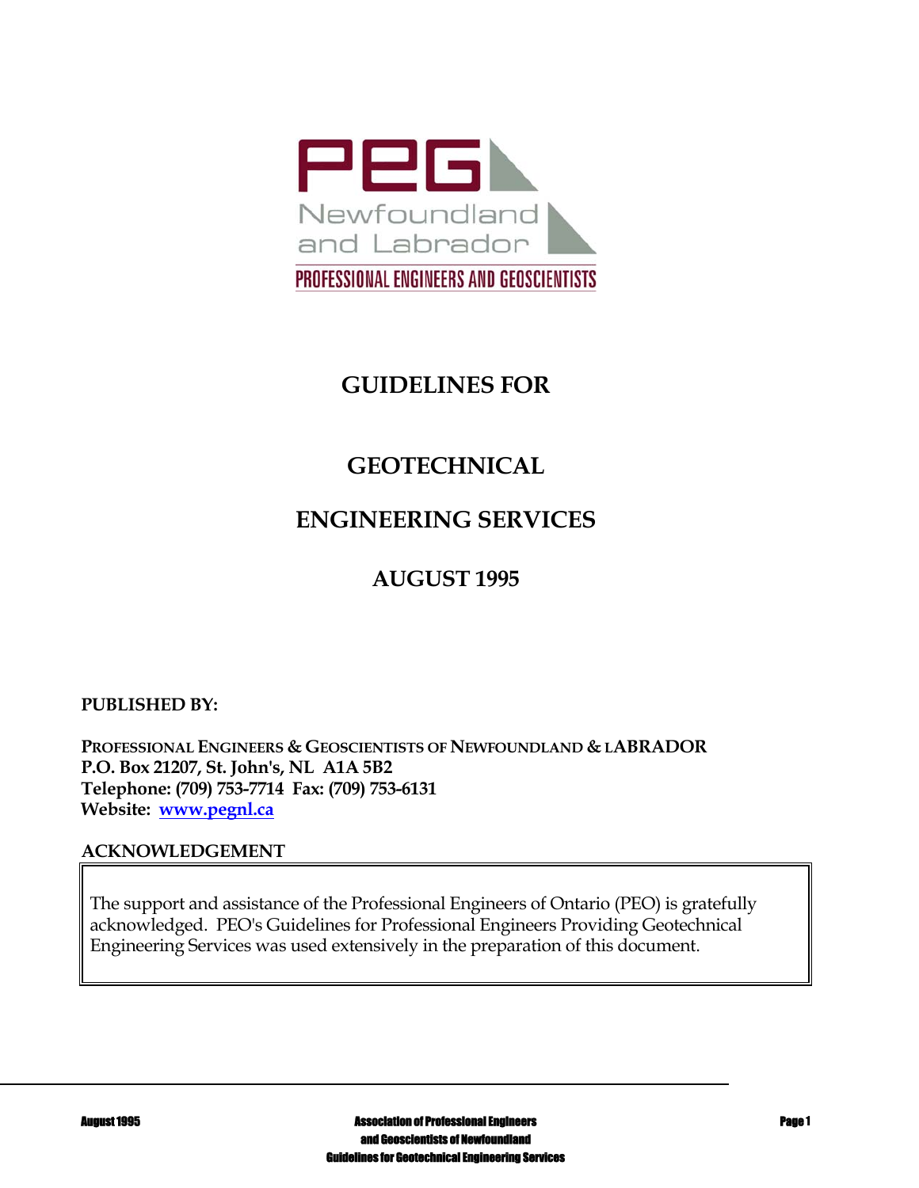PEG Newfoundland and Labrador

PROFESSIONAL ENGINEERS AND GEOSCIENTISTS

# GUIDELINES FOR

# GEOTECHNICAL ENGINEERING SERVICES

## AUGUST 1995

**PUBLISHED BY:**

**PROFESSIONAL ENGINEERS & GEOSCIENTISTS OF NEWFOUNDLAND & LABRADOR**
**P.O. Box 21207, St. John's, NL A1A 5B2**
**Telephone: (709) 753-7714 Fax: (709) 753-6131**
**Website: www.pegnl.ca**

**ACKNOWLEDGEMENT**

The support and assistance of the Professional Engineers of Ontario (PEO) is gratefully acknowledged. PEO's Guidelines for Professional Engineers Providing Geotechnical Engineering Services was used extensively in the preparation of this document.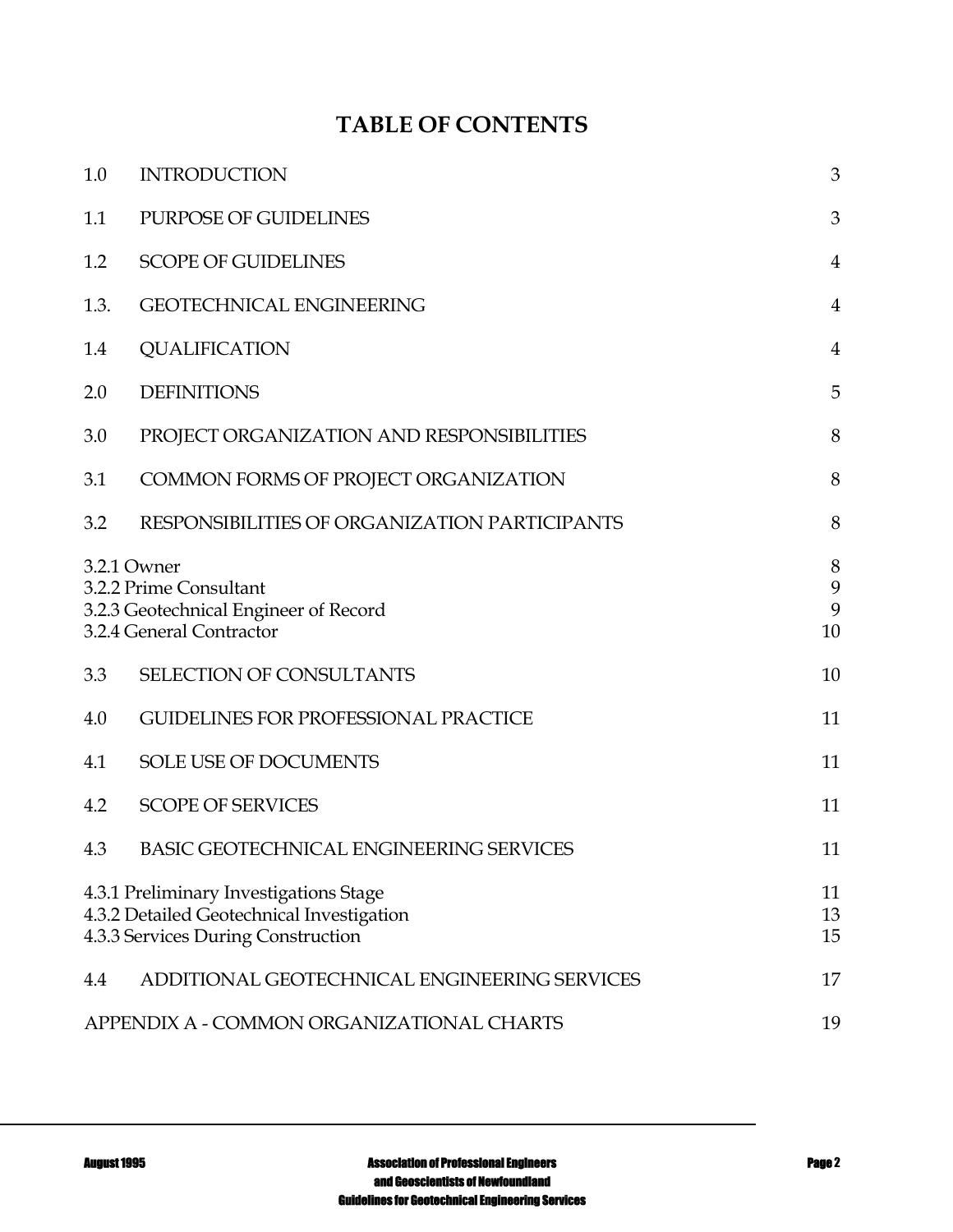# TABLE OF CONTENTS

| | | |
|---|---|---|
| 1.0 | INTRODUCTION | 3 |
| 1.1 | PURPOSE OF GUIDELINES | 3 |
| 1.2 | SCOPE OF GUIDELINES | 4 |
| 1.3. | GEOTECHNICAL ENGINEERING | 4 |
| 1.4 | QUALIFICATION | 4 |
| 2.0 | DEFINITIONS | 5 |
| 3.0 | PROJECT ORGANIZATION AND RESPONSIBILITIES | 8 |
| 3.1 | COMMON FORMS OF PROJECT ORGANIZATION | 8 |
| 3.2 | RESPONSIBILITIES OF ORGANIZATION PARTICIPANTS | 8 |
| 3.2.1 Owner | | 8 |
| 3.2.2 Prime Consultant | | 9 |
| 3.2.3 Geotechnical Engineer of Record | | 9 |
| 3.2.4 General Contractor | | 10 |
| 3.3 | SELECTION OF CONSULTANTS | 10 |
| 4.0 | GUIDELINES FOR PROFESSIONAL PRACTICE | 11 |
| 4.1 | SOLE USE OF DOCUMENTS | 11 |
| 4.2 | SCOPE OF SERVICES | 11 |
| 4.3 | BASIC GEOTECHNICAL ENGINEERING SERVICES | 11 |
| 4.3.1 Preliminary Investigations Stage | | 11 |
| 4.3.2 Detailed Geotechnical Investigation | | 13 |
| 4.3.3 Services During Construction | | 15 |
| 4.4 | ADDITIONAL GEOTECHNICAL ENGINEERING SERVICES | 17 |
| APPENDIX A - COMMON ORGANIZATIONAL CHARTS | | 19 |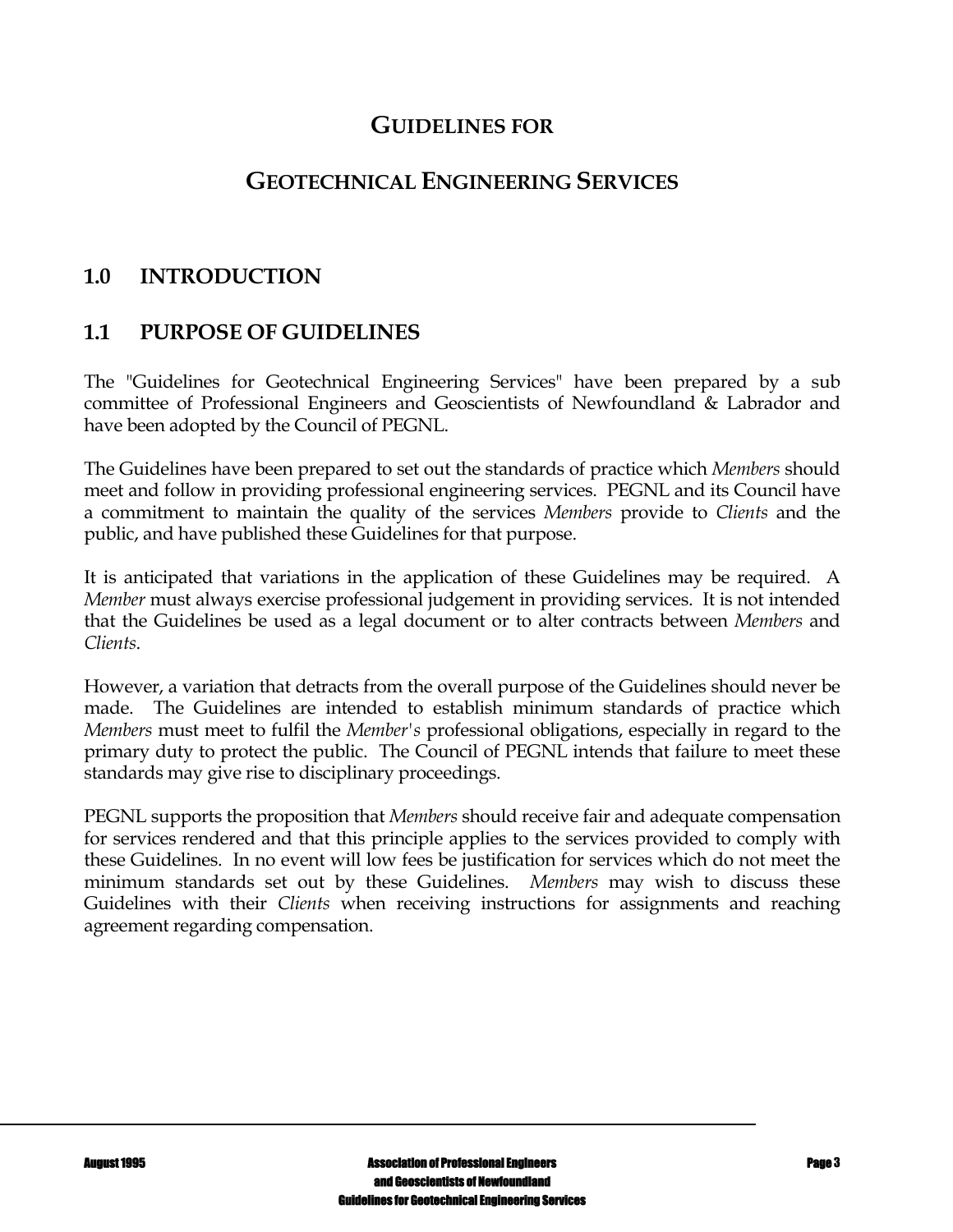# GUIDELINES FOR

# GEOTECHNICAL ENGINEERING SERVICES

## 1.0 INTRODUCTION

## 1.1 PURPOSE OF GUIDELINES

The "Guidelines for Geotechnical Engineering Services" have been prepared by a sub committee of Professional Engineers and Geoscientists of Newfoundland & Labrador and have been adopted by the Council of PEGNL.

The Guidelines have been prepared to set out the standards of practice which *Members* should meet and follow in providing professional engineering services. PEGNL and its Council have a commitment to maintain the quality of the services *Members* provide to *Clients* and the public, and have published these Guidelines for that purpose.

It is anticipated that variations in the application of these Guidelines may be required. A *Member* must always exercise professional judgement in providing services. It is not intended that the Guidelines be used as a legal document or to alter contracts between *Members* and *Clients*.

However, a variation that detracts from the overall purpose of the Guidelines should never be made. The Guidelines are intended to establish minimum standards of practice which *Members* must meet to fulfil the *Member's* professional obligations, especially in regard to the primary duty to protect the public. The Council of PEGNL intends that failure to meet these standards may give rise to disciplinary proceedings.

PEGNL supports the proposition that *Members* should receive fair and adequate compensation for services rendered and that this principle applies to the services provided to comply with these Guidelines. In no event will low fees be justification for services which do not meet the minimum standards set out by these Guidelines. *Members* may wish to discuss these Guidelines with their *Clients* when receiving instructions for assignments and reaching agreement regarding compensation.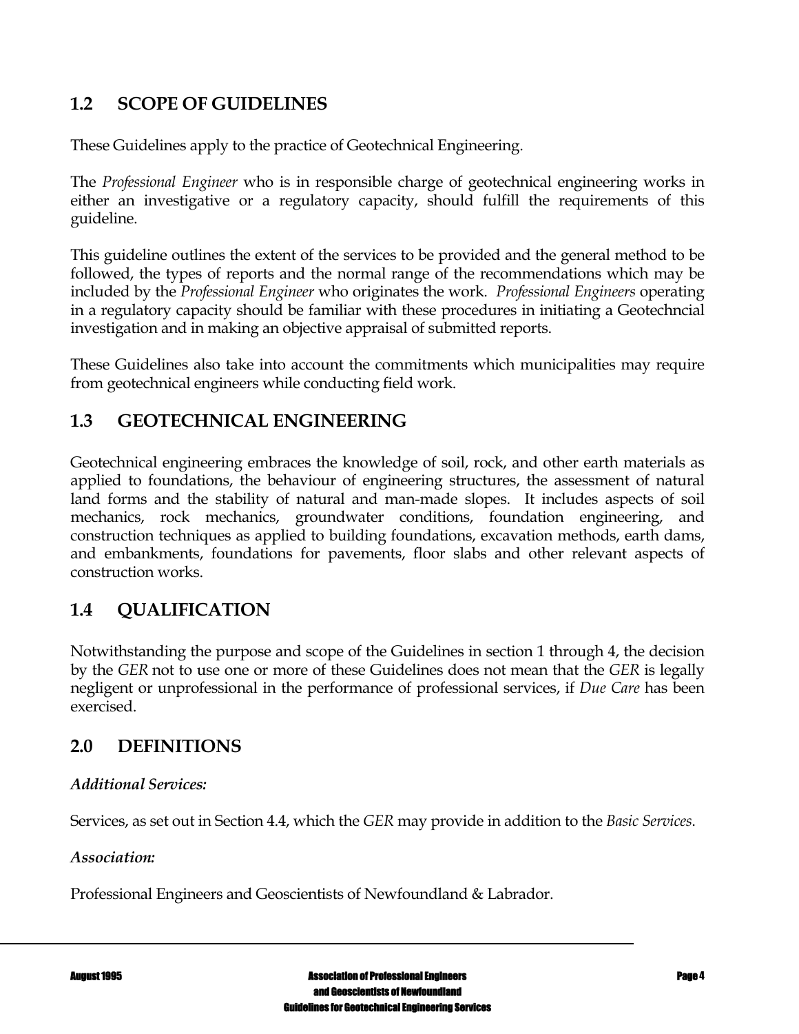## 1.2 SCOPE OF GUIDELINES

These Guidelines apply to the practice of Geotechnical Engineering.

The *Professional Engineer* who is in responsible charge of geotechnical engineering works in either an investigative or a regulatory capacity, should fulfill the requirements of this guideline.

This guideline outlines the extent of the services to be provided and the general method to be followed, the types of reports and the normal range of the recommendations which may be included by the *Professional Engineer* who originates the work. *Professional Engineers* operating in a regulatory capacity should be familiar with these procedures in initiating a Geotechncial investigation and in making an objective appraisal of submitted reports.

These Guidelines also take into account the commitments which municipalities may require from geotechnical engineers while conducting field work.

## 1.3 GEOTECHNICAL ENGINEERING

Geotechnical engineering embraces the knowledge of soil, rock, and other earth materials as applied to foundations, the behaviour of engineering structures, the assessment of natural land forms and the stability of natural and man-made slopes. It includes aspects of soil mechanics, rock mechanics, groundwater conditions, foundation engineering, and construction techniques as applied to building foundations, excavation methods, earth dams, and embankments, foundations for pavements, floor slabs and other relevant aspects of construction works.

## 1.4 QUALIFICATION

Notwithstanding the purpose and scope of the Guidelines in section 1 through 4, the decision by the *GER* not to use one or more of these Guidelines does not mean that the *GER* is legally negligent or unprofessional in the performance of professional services, if *Due Care* has been exercised.

## 2.0 DEFINITIONS

***Additional Services:***

Services, as set out in Section 4.4, which the *GER* may provide in addition to the *Basic Services*.

***Association:***

Professional Engineers and Geoscientists of Newfoundland & Labrador.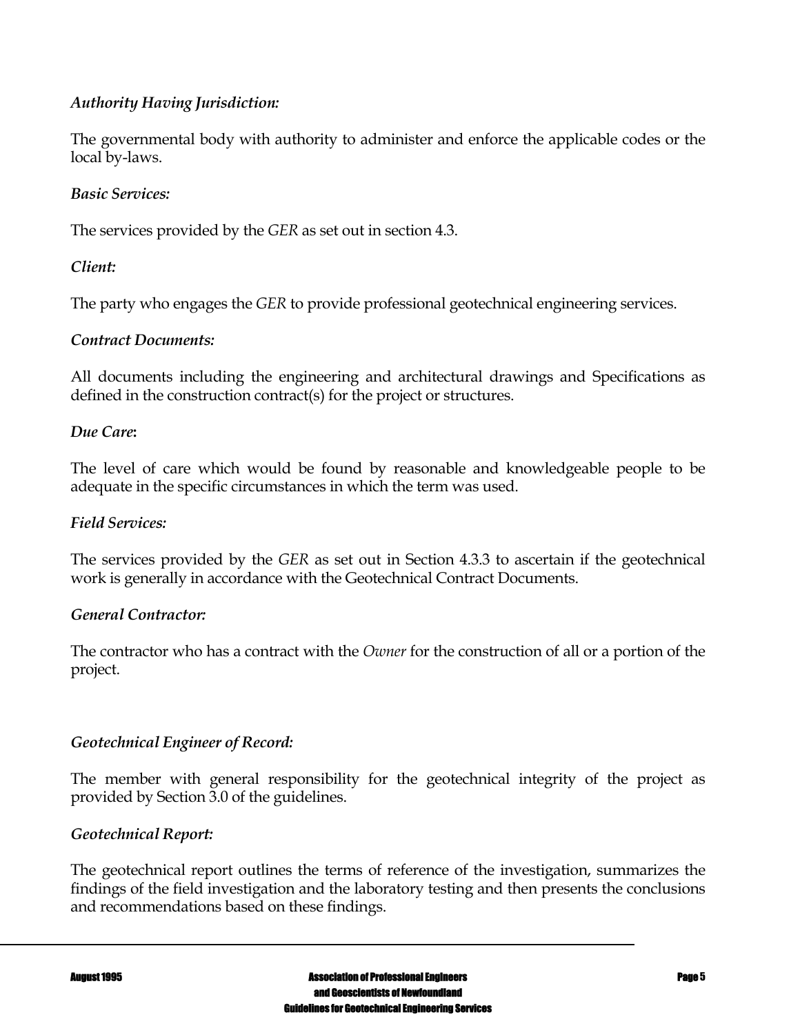*Authority Having Jurisdiction:*

The governmental body with authority to administer and enforce the applicable codes or the local by-laws.

*Basic Services:*

The services provided by the *GER* as set out in section 4.3.

*Client:*

The party who engages the *GER* to provide professional geotechnical engineering services.

*Contract Documents:*

All documents including the engineering and architectural drawings and Specifications as defined in the construction contract(s) for the project or structures.

***Due Care*:**

The level of care which would be found by reasonable and knowledgeable people to be adequate in the specific circumstances in which the term was used.

*Field Services:*

The services provided by the *GER* as set out in Section 4.3.3 to ascertain if the geotechnical work is generally in accordance with the Geotechnical Contract Documents.

*General Contractor:*

The contractor who has a contract with the *Owner* for the construction of all or a portion of the project.

*Geotechnical Engineer of Record:*

The member with general responsibility for the geotechnical integrity of the project as provided by Section 3.0 of the guidelines.

*Geotechnical Report:*

The geotechnical report outlines the terms of reference of the investigation, summarizes the findings of the field investigation and the laboratory testing and then presents the conclusions and recommendations based on these findings.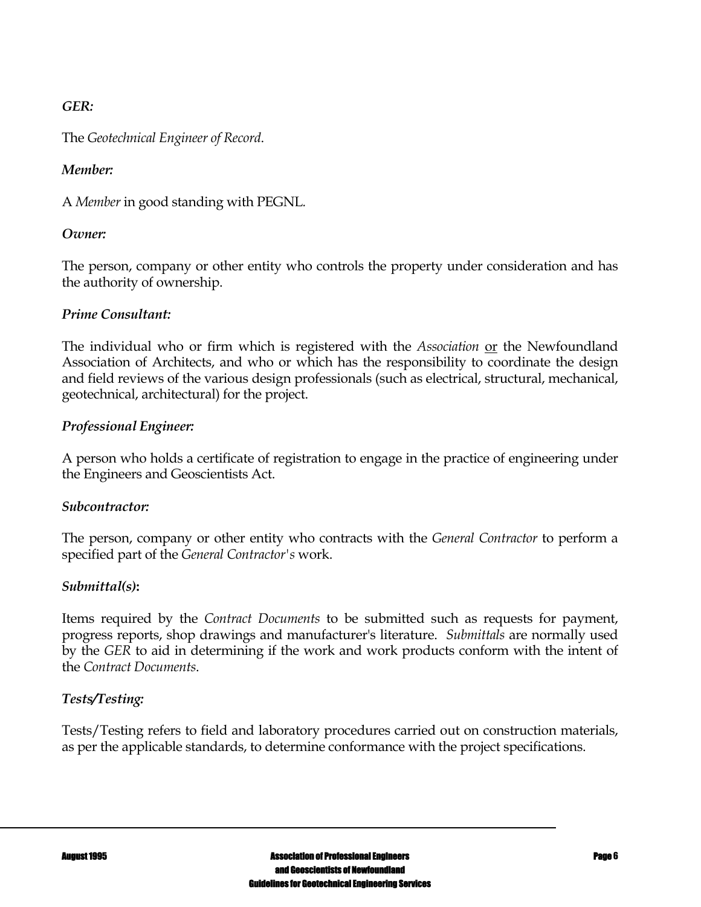*GER:*

The *Geotechnical Engineer of Record.*

*Member:*

A *Member* in good standing with PEGNL.

*Owner:*

The person, company or other entity who controls the property under consideration and has the authority of ownership.

*Prime Consultant:*

The individual who or firm which is registered with the *Association* <u>or</u> the Newfoundland Association of Architects, and who or which has the responsibility to coordinate the design and field reviews of the various design professionals (such as electrical, structural, mechanical, geotechnical, architectural) for the project.

*Professional Engineer:*

A person who holds a certificate of registration to engage in the practice of engineering under the Engineers and Geoscientists Act.

*Subcontractor:*

The person, company or other entity who contracts with the *General Contractor* to perform a specified part of the *General Contractor's* work.

*Submittal(s)***:**

Items required by the *Contract Documents* to be submitted such as requests for payment, progress reports, shop drawings and manufacturer's literature. *Submittals* are normally used by the *GER* to aid in determining if the work and work products conform with the intent of the *Contract Documents.*

*Tests/Testing:*

Tests/Testing refers to field and laboratory procedures carried out on construction materials, as per the applicable standards, to determine conformance with the project specifications.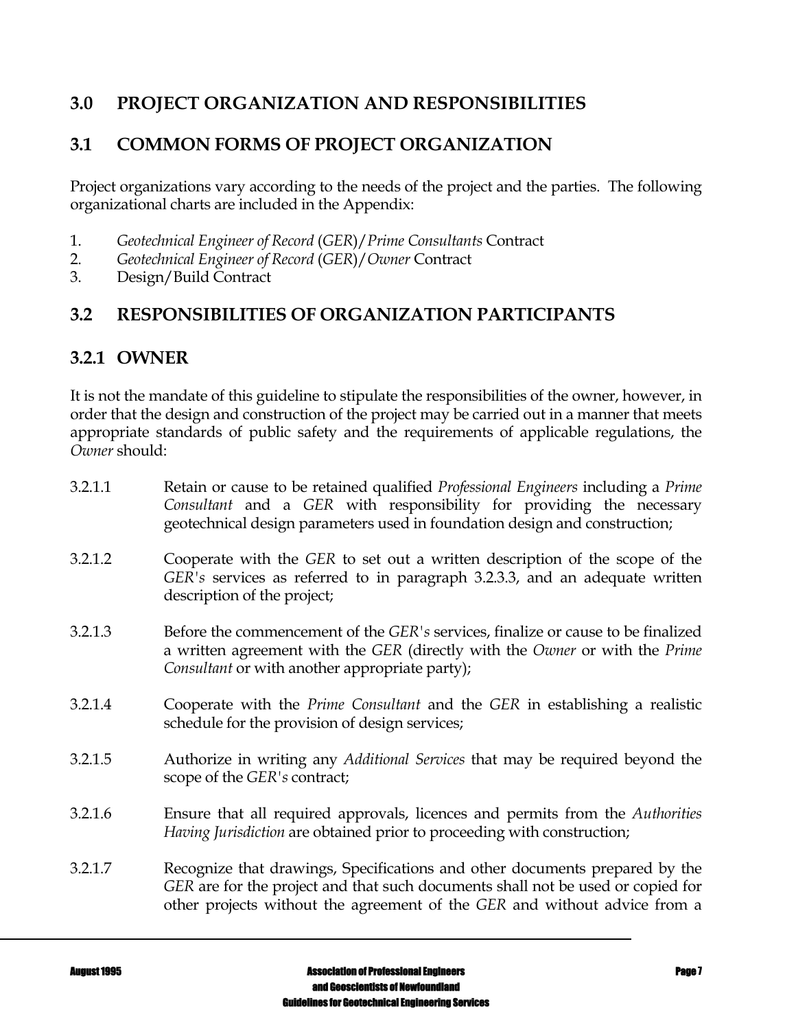# 3.0 PROJECT ORGANIZATION AND RESPONSIBILITIES

## 3.1 COMMON FORMS OF PROJECT ORGANIZATION

Project organizations vary according to the needs of the project and the parties. The following organizational charts are included in the Appendix:

1. *Geotechnical Engineer of Record* (*GER*)/*Prime Consultants* Contract
2. *Geotechnical Engineer of Record* (*GER*)/*Owner* Contract
3. Design/Build Contract

## 3.2 RESPONSIBILITIES OF ORGANIZATION PARTICIPANTS

### 3.2.1 OWNER

It is not the mandate of this guideline to stipulate the responsibilities of the owner, however, in order that the design and construction of the project may be carried out in a manner that meets appropriate standards of public safety and the requirements of applicable regulations, the *Owner* should:

3.2.1.1 Retain or cause to be retained qualified *Professional Engineers* including a *Prime Consultant* and a *GER* with responsibility for providing the necessary geotechnical design parameters used in foundation design and construction;

3.2.1.2 Cooperate with the *GER* to set out a written description of the scope of the *GER's* services as referred to in paragraph 3.2.3.3, and an adequate written description of the project;

3.2.1.3 Before the commencement of the *GER's* services, finalize or cause to be finalized a written agreement with the *GER* (directly with the *Owner* or with the *Prime Consultant* or with another appropriate party);

3.2.1.4 Cooperate with the *Prime Consultant* and the *GER* in establishing a realistic schedule for the provision of design services;

3.2.1.5 Authorize in writing any *Additional Services* that may be required beyond the scope of the *GER's* contract;

3.2.1.6 Ensure that all required approvals, licences and permits from the *Authorities Having Jurisdiction* are obtained prior to proceeding with construction;

3.2.1.7 Recognize that drawings, Specifications and other documents prepared by the *GER* are for the project and that such documents shall not be used or copied for other projects without the agreement of the *GER* and without advice from a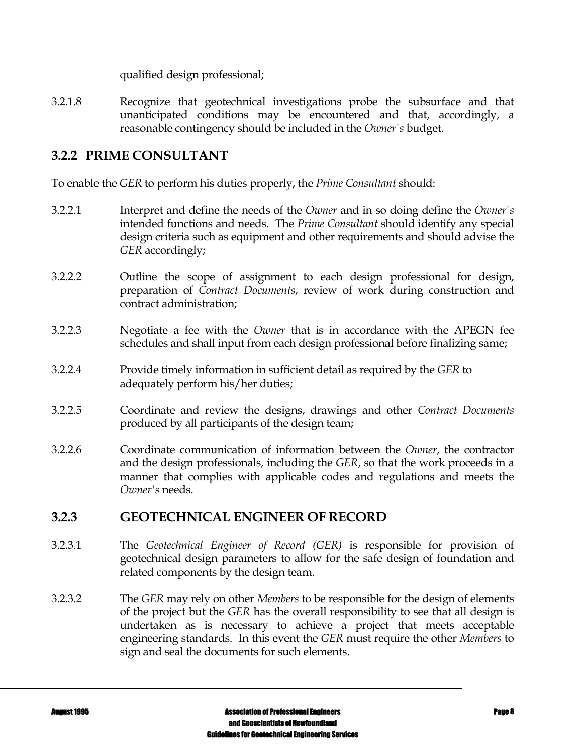qualified design professional;

3.2.1.8 Recognize that geotechnical investigations probe the subsurface and that unanticipated conditions may be encountered and that, accordingly, a reasonable contingency should be included in the *Owner's* budget.

### 3.2.2 PRIME CONSULTANT

To enable the *GER* to perform his duties properly, the *Prime Consultant* should:

3.2.2.1 Interpret and define the needs of the *Owner* and in so doing define the *Owner's* intended functions and needs. The *Prime Consultant* should identify any special design criteria such as equipment and other requirements and should advise the *GER* accordingly;

3.2.2.2 Outline the scope of assignment to each design professional for design, preparation of *Contract Documents*, review of work during construction and contract administration;

3.2.2.3 Negotiate a fee with the *Owner* that is in accordance with the APEGN fee schedules and shall input from each design professional before finalizing same;

3.2.2.4 Provide timely information in sufficient detail as required by the *GER* to adequately perform his/her duties;

3.2.2.5 Coordinate and review the designs, drawings and other *Contract Documents* produced by all participants of the design team;

3.2.2.6 Coordinate communication of information between the *Owner*, the contractor and the design professionals, including the *GER*, so that the work proceeds in a manner that complies with applicable codes and regulations and meets the *Owner's* needs.

### 3.2.3 GEOTECHNICAL ENGINEER OF RECORD

3.2.3.1 The *Geotechnical Engineer of Record (GER)* is responsible for provision of geotechnical design parameters to allow for the safe design of foundation and related components by the design team.

3.2.3.2 The *GER* may rely on other *Members* to be responsible for the design of elements of the project but the *GER* has the overall responsibility to see that all design is undertaken as is necessary to achieve a project that meets acceptable engineering standards. In this event the *GER* must require the other *Members* to sign and seal the documents for such elements.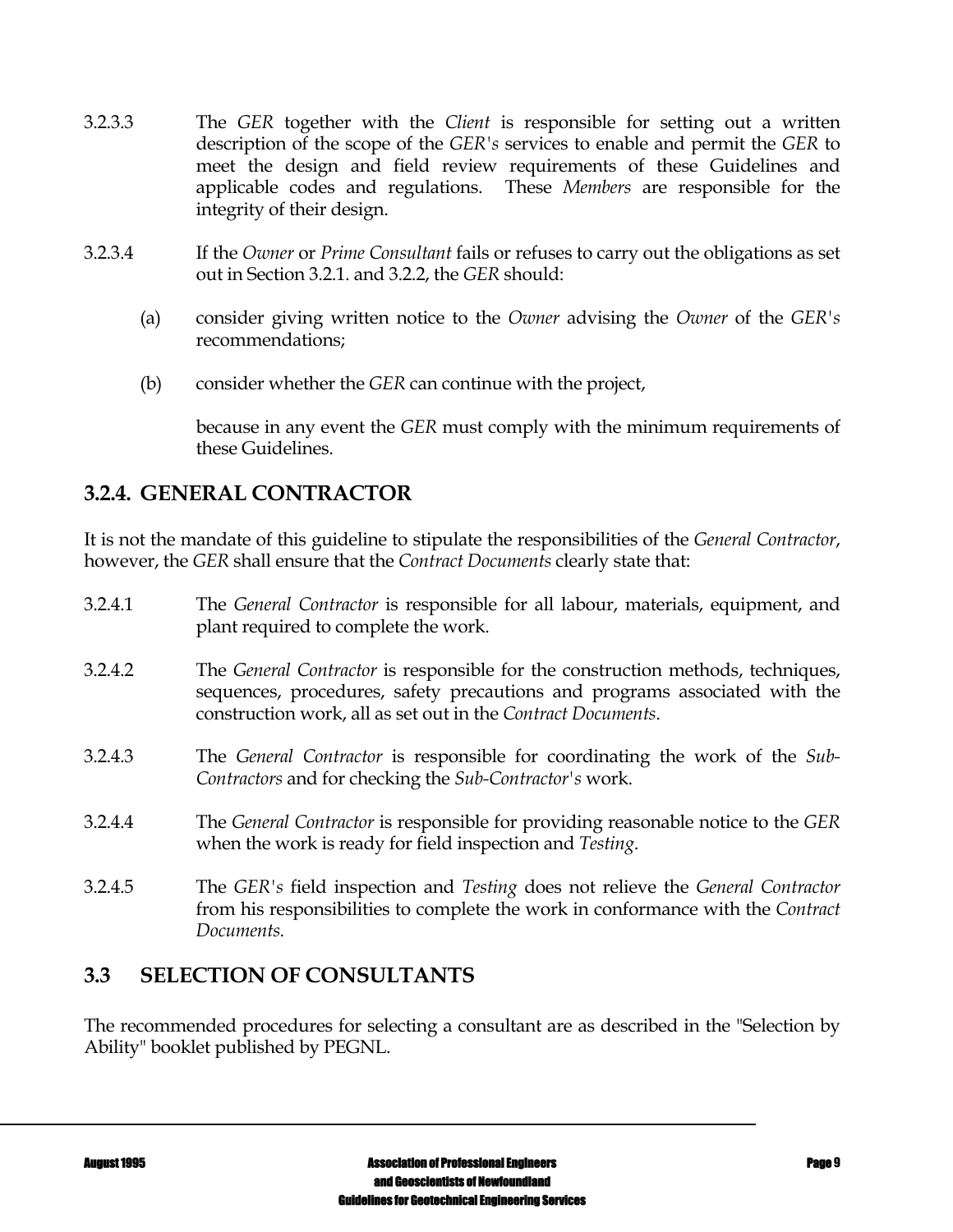3.2.3.3 The *GER* together with the *Client* is responsible for setting out a written description of the scope of the *GER's* services to enable and permit the *GER* to meet the design and field review requirements of these Guidelines and applicable codes and regulations. These *Members* are responsible for the integrity of their design.

3.2.3.4 If the *Owner* or *Prime Consultant* fails or refuses to carry out the obligations as set out in Section 3.2.1. and 3.2.2, the *GER* should:

(a) consider giving written notice to the *Owner* advising the *Owner* of the *GER's* recommendations;

(b) consider whether the *GER* can continue with the project,

because in any event the *GER* must comply with the minimum requirements of these Guidelines.

### 3.2.4. GENERAL CONTRACTOR

It is not the mandate of this guideline to stipulate the responsibilities of the *General Contractor*, however, the *GER* shall ensure that the *Contract Documents* clearly state that:

3.2.4.1 The *General Contractor* is responsible for all labour, materials, equipment, and plant required to complete the work.

3.2.4.2 The *General Contractor* is responsible for the construction methods, techniques, sequences, procedures, safety precautions and programs associated with the construction work, all as set out in the *Contract Documents*.

3.2.4.3 The *General Contractor* is responsible for coordinating the work of the *Sub-Contractors* and for checking the *Sub-Contractor's* work.

3.2.4.4 The *General Contractor* is responsible for providing reasonable notice to the *GER* when the work is ready for field inspection and *Testing*.

3.2.4.5 The *GER's* field inspection and *Testing* does not relieve the *General Contractor* from his responsibilities to complete the work in conformance with the *Contract Documents.*

## 3.3 SELECTION OF CONSULTANTS

The recommended procedures for selecting a consultant are as described in the "Selection by Ability" booklet published by PEGNL.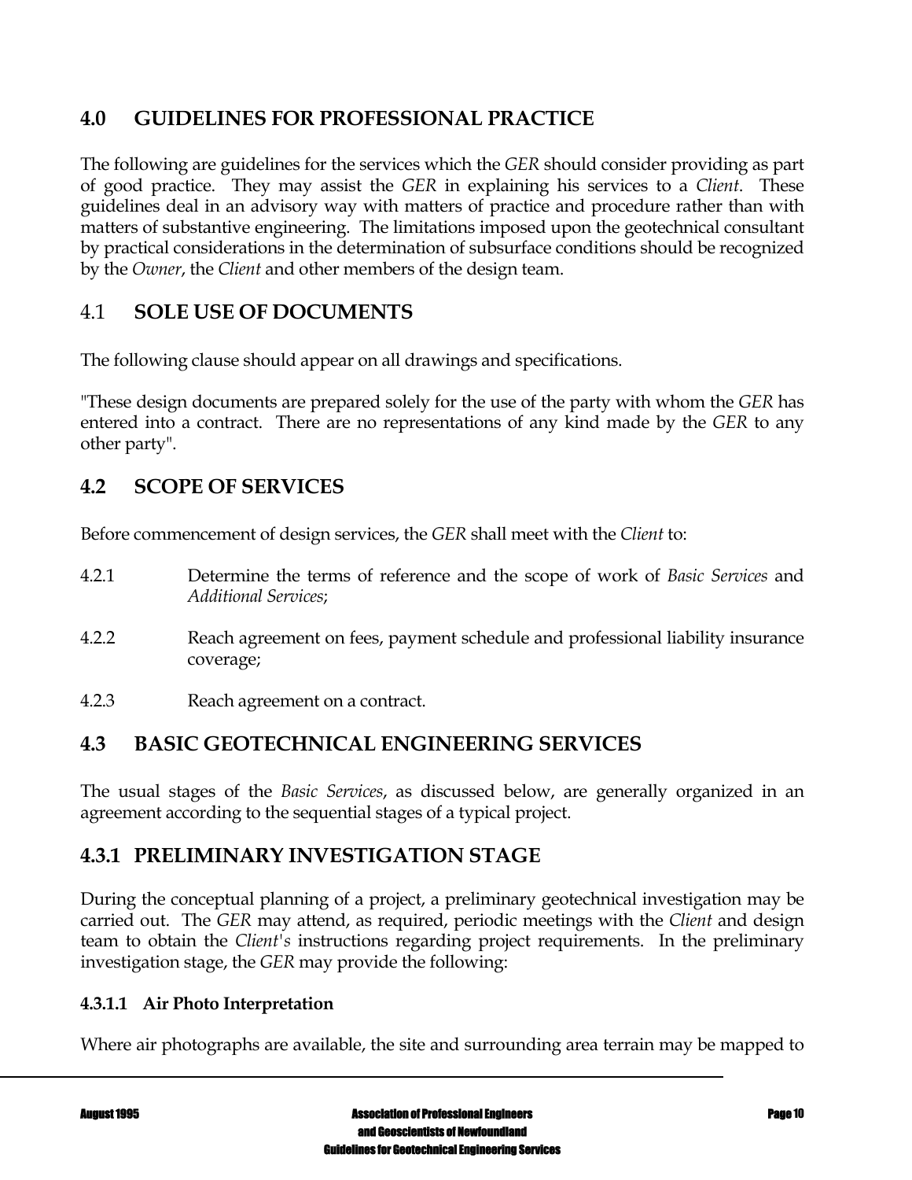## 4.0 GUIDELINES FOR PROFESSIONAL PRACTICE

The following are guidelines for the services which the *GER* should consider providing as part of good practice. They may assist the *GER* in explaining his services to a *Client*. These guidelines deal in an advisory way with matters of practice and procedure rather than with matters of substantive engineering. The limitations imposed upon the geotechnical consultant by practical considerations in the determination of subsurface conditions should be recognized by the *Owner*, the *Client* and other members of the design team.

## 4.1 SOLE USE OF DOCUMENTS

The following clause should appear on all drawings and specifications.

"These design documents are prepared solely for the use of the party with whom the *GER* has entered into a contract. There are no representations of any kind made by the *GER* to any other party".

## 4.2 SCOPE OF SERVICES

Before commencement of design services, the *GER* shall meet with the *Client* to:

4.2.1 Determine the terms of reference and the scope of work of *Basic Services* and *Additional Services*;

4.2.2 Reach agreement on fees, payment schedule and professional liability insurance coverage;

4.2.3 Reach agreement on a contract.

## 4.3 BASIC GEOTECHNICAL ENGINEERING SERVICES

The usual stages of the *Basic Services*, as discussed below, are generally organized in an agreement according to the sequential stages of a typical project.

### 4.3.1 PRELIMINARY INVESTIGATION STAGE

During the conceptual planning of a project, a preliminary geotechnical investigation may be carried out. The *GER* may attend, as required, periodic meetings with the *Client* and design team to obtain the *Client's* instructions regarding project requirements. In the preliminary investigation stage, the *GER* may provide the following:

#### 4.3.1.1 Air Photo Interpretation

Where air photographs are available, the site and surrounding area terrain may be mapped to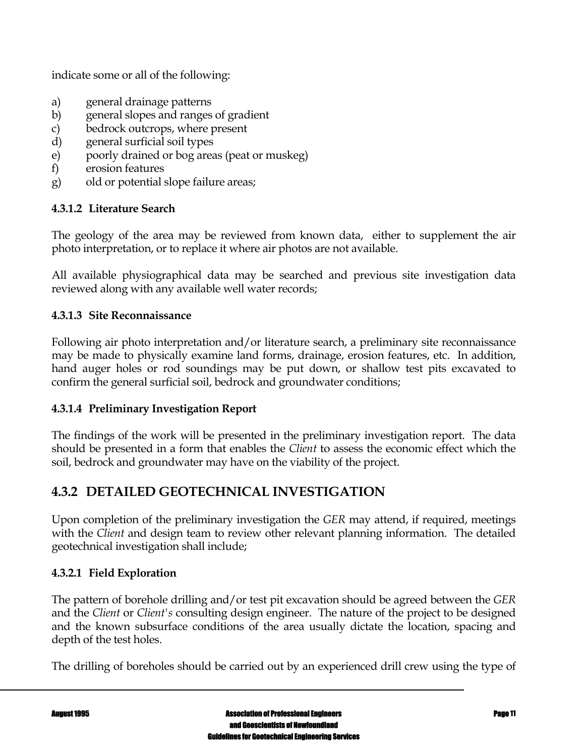indicate some or all of the following:

a) general drainage patterns
b) general slopes and ranges of gradient
c) bedrock outcrops, where present
d) general surficial soil types
e) poorly drained or bog areas (peat or muskeg)
f) erosion features
g) old or potential slope failure areas;

#### 4.3.1.2 Literature Search

The geology of the area may be reviewed from known data, either to supplement the air photo interpretation, or to replace it where air photos are not available.

All available physiographical data may be searched and previous site investigation data reviewed along with any available well water records;

#### 4.3.1.3 Site Reconnaissance

Following air photo interpretation and/or literature search, a preliminary site reconnaissance may be made to physically examine land forms, drainage, erosion features, etc. In addition, hand auger holes or rod soundings may be put down, or shallow test pits excavated to confirm the general surficial soil, bedrock and groundwater conditions;

#### 4.3.1.4 Preliminary Investigation Report

The findings of the work will be presented in the preliminary investigation report. The data should be presented in a form that enables the *Client* to assess the economic effect which the soil, bedrock and groundwater may have on the viability of the project.

## 4.3.2 DETAILED GEOTECHNICAL INVESTIGATION

Upon completion of the preliminary investigation the *GER* may attend, if required, meetings with the *Client* and design team to review other relevant planning information. The detailed geotechnical investigation shall include;

#### 4.3.2.1 Field Exploration

The pattern of borehole drilling and/or test pit excavation should be agreed between the *GER* and the *Client* or *Client's* consulting design engineer. The nature of the project to be designed and the known subsurface conditions of the area usually dictate the location, spacing and depth of the test holes.

The drilling of boreholes should be carried out by an experienced drill crew using the type of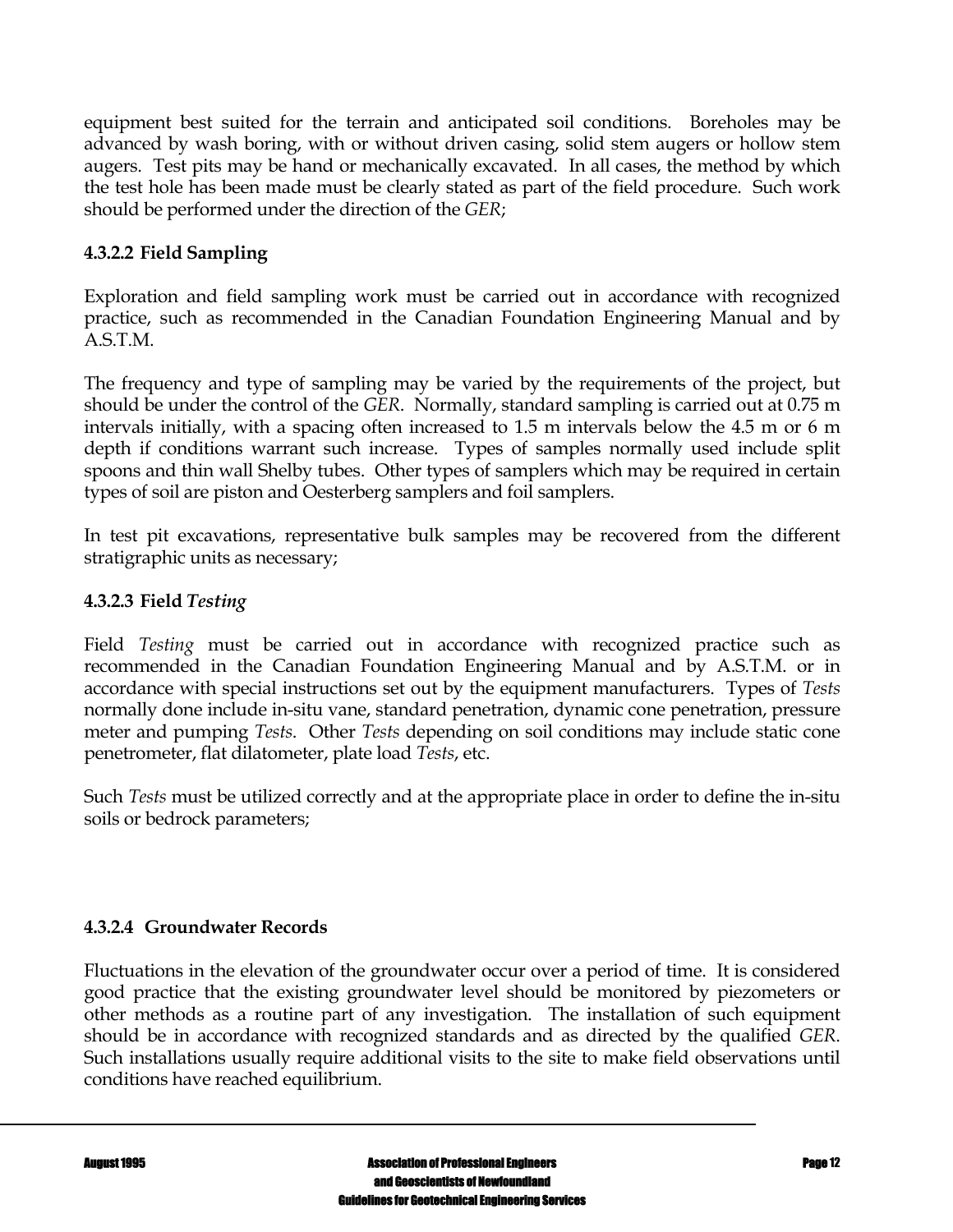equipment best suited for the terrain and anticipated soil conditions. Boreholes may be advanced by wash boring, with or without driven casing, solid stem augers or hollow stem augers. Test pits may be hand or mechanically excavated. In all cases, the method by which the test hole has been made must be clearly stated as part of the field procedure. Such work should be performed under the direction of the *GER*;

#### 4.3.2.2 Field Sampling

Exploration and field sampling work must be carried out in accordance with recognized practice, such as recommended in the Canadian Foundation Engineering Manual and by A.S.T.M.

The frequency and type of sampling may be varied by the requirements of the project, but should be under the control of the *GER*. Normally, standard sampling is carried out at 0.75 m intervals initially, with a spacing often increased to 1.5 m intervals below the 4.5 m or 6 m depth if conditions warrant such increase. Types of samples normally used include split spoons and thin wall Shelby tubes. Other types of samplers which may be required in certain types of soil are piston and Oesterberg samplers and foil samplers.

In test pit excavations, representative bulk samples may be recovered from the different stratigraphic units as necessary;

#### 4.3.2.3 Field *Testing*

Field *Testing* must be carried out in accordance with recognized practice such as recommended in the Canadian Foundation Engineering Manual and by A.S.T.M. or in accordance with special instructions set out by the equipment manufacturers. Types of *Tests* normally done include in-situ vane, standard penetration, dynamic cone penetration, pressure meter and pumping *Tests*. Other *Tests* depending on soil conditions may include static cone penetrometer, flat dilatometer, plate load *Tests*, etc.

Such *Tests* must be utilized correctly and at the appropriate place in order to define the in-situ soils or bedrock parameters;

#### 4.3.2.4 Groundwater Records

Fluctuations in the elevation of the groundwater occur over a period of time. It is considered good practice that the existing groundwater level should be monitored by piezometers or other methods as a routine part of any investigation. The installation of such equipment should be in accordance with recognized standards and as directed by the qualified *GER*. Such installations usually require additional visits to the site to make field observations until conditions have reached equilibrium.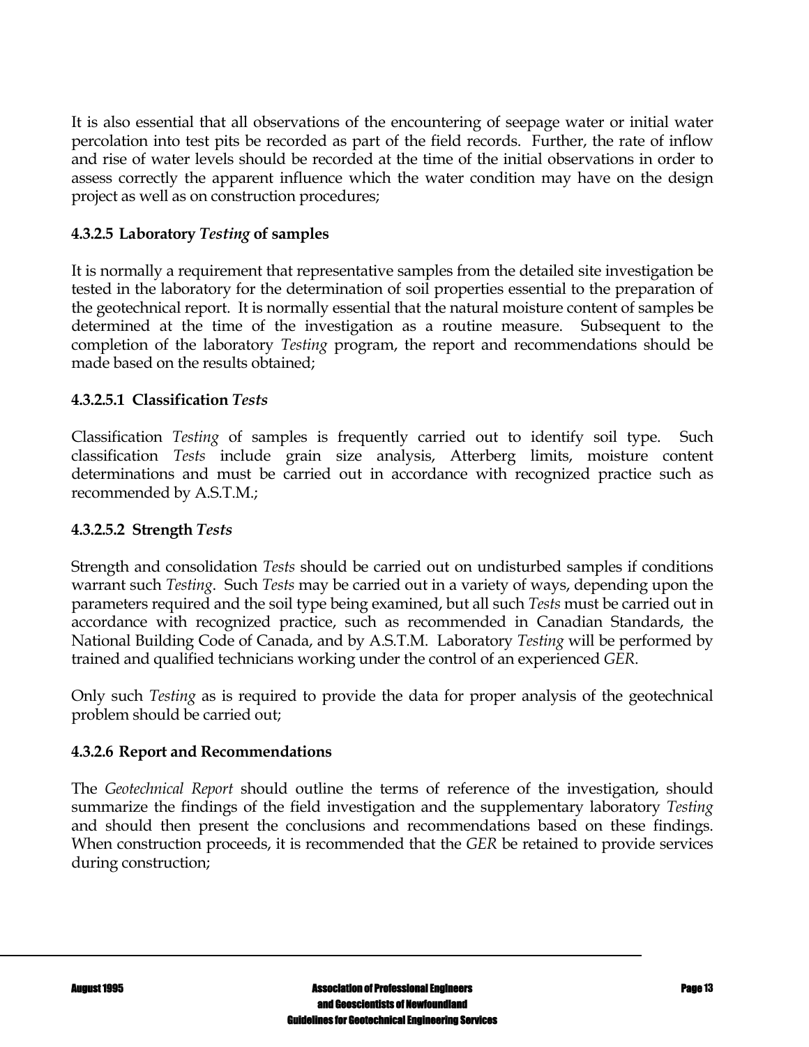It is also essential that all observations of the encountering of seepage water or initial water percolation into test pits be recorded as part of the field records. Further, the rate of inflow and rise of water levels should be recorded at the time of the initial observations in order to assess correctly the apparent influence which the water condition may have on the design project as well as on construction procedures;

#### 4.3.2.5 Laboratory *Testing* of samples

It is normally a requirement that representative samples from the detailed site investigation be tested in the laboratory for the determination of soil properties essential to the preparation of the geotechnical report. It is normally essential that the natural moisture content of samples be determined at the time of the investigation as a routine measure. Subsequent to the completion of the laboratory *Testing* program, the report and recommendations should be made based on the results obtained;

##### 4.3.2.5.1 Classification *Tests*

Classification *Testing* of samples is frequently carried out to identify soil type. Such classification *Tests* include grain size analysis, Atterberg limits, moisture content determinations and must be carried out in accordance with recognized practice such as recommended by A.S.T.M.;

##### 4.3.2.5.2 Strength *Tests*

Strength and consolidation *Tests* should be carried out on undisturbed samples if conditions warrant such *Testing*. Such *Tests* may be carried out in a variety of ways, depending upon the parameters required and the soil type being examined, but all such *Tests* must be carried out in accordance with recognized practice, such as recommended in Canadian Standards, the National Building Code of Canada, and by A.S.T.M. Laboratory *Testing* will be performed by trained and qualified technicians working under the control of an experienced *GER*.

Only such *Testing* as is required to provide the data for proper analysis of the geotechnical problem should be carried out;

#### 4.3.2.6 Report and Recommendations

The *Geotechnical Report* should outline the terms of reference of the investigation, should summarize the findings of the field investigation and the supplementary laboratory *Testing* and should then present the conclusions and recommendations based on these findings. When construction proceeds, it is recommended that the *GER* be retained to provide services during construction;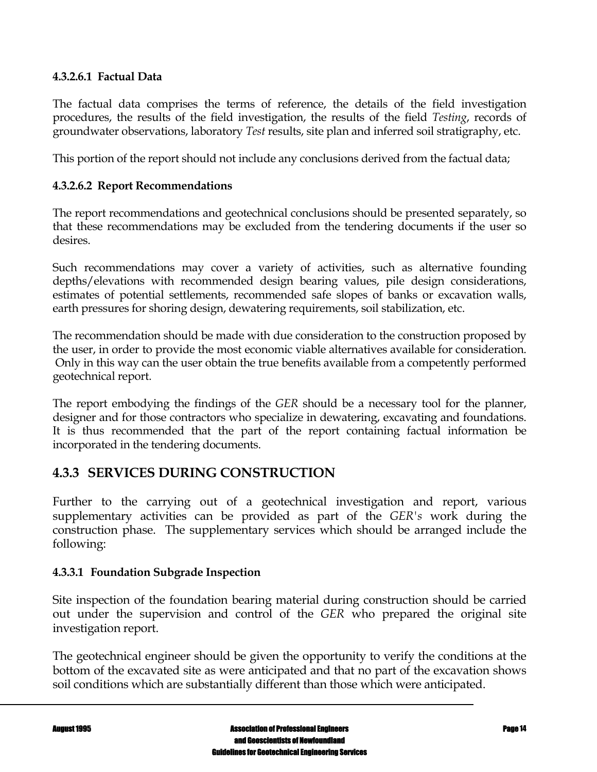#### 4.3.2.6.1 Factual Data

The factual data comprises the terms of reference, the details of the field investigation procedures, the results of the field investigation, the results of the field *Testing*, records of groundwater observations, laboratory *Test* results, site plan and inferred soil stratigraphy, etc.

This portion of the report should not include any conclusions derived from the factual data;

#### 4.3.2.6.2 Report Recommendations

The report recommendations and geotechnical conclusions should be presented separately, so that these recommendations may be excluded from the tendering documents if the user so desires.

Such recommendations may cover a variety of activities, such as alternative founding depths/elevations with recommended design bearing values, pile design considerations, estimates of potential settlements, recommended safe slopes of banks or excavation walls, earth pressures for shoring design, dewatering requirements, soil stabilization, etc.

The recommendation should be made with due consideration to the construction proposed by the user, in order to provide the most economic viable alternatives available for consideration. Only in this way can the user obtain the true benefits available from a competently performed geotechnical report.

The report embodying the findings of the *GER* should be a necessary tool for the planner, designer and for those contractors who specialize in dewatering, excavating and foundations. It is thus recommended that the part of the report containing factual information be incorporated in the tendering documents.

## 4.3.3 SERVICES DURING CONSTRUCTION

Further to the carrying out of a geotechnical investigation and report, various supplementary activities can be provided as part of the *GER's* work during the construction phase. The supplementary services which should be arranged include the following:

#### 4.3.3.1 Foundation Subgrade Inspection

Site inspection of the foundation bearing material during construction should be carried out under the supervision and control of the *GER* who prepared the original site investigation report.

The geotechnical engineer should be given the opportunity to verify the conditions at the bottom of the excavated site as were anticipated and that no part of the excavation shows soil conditions which are substantially different than those which were anticipated.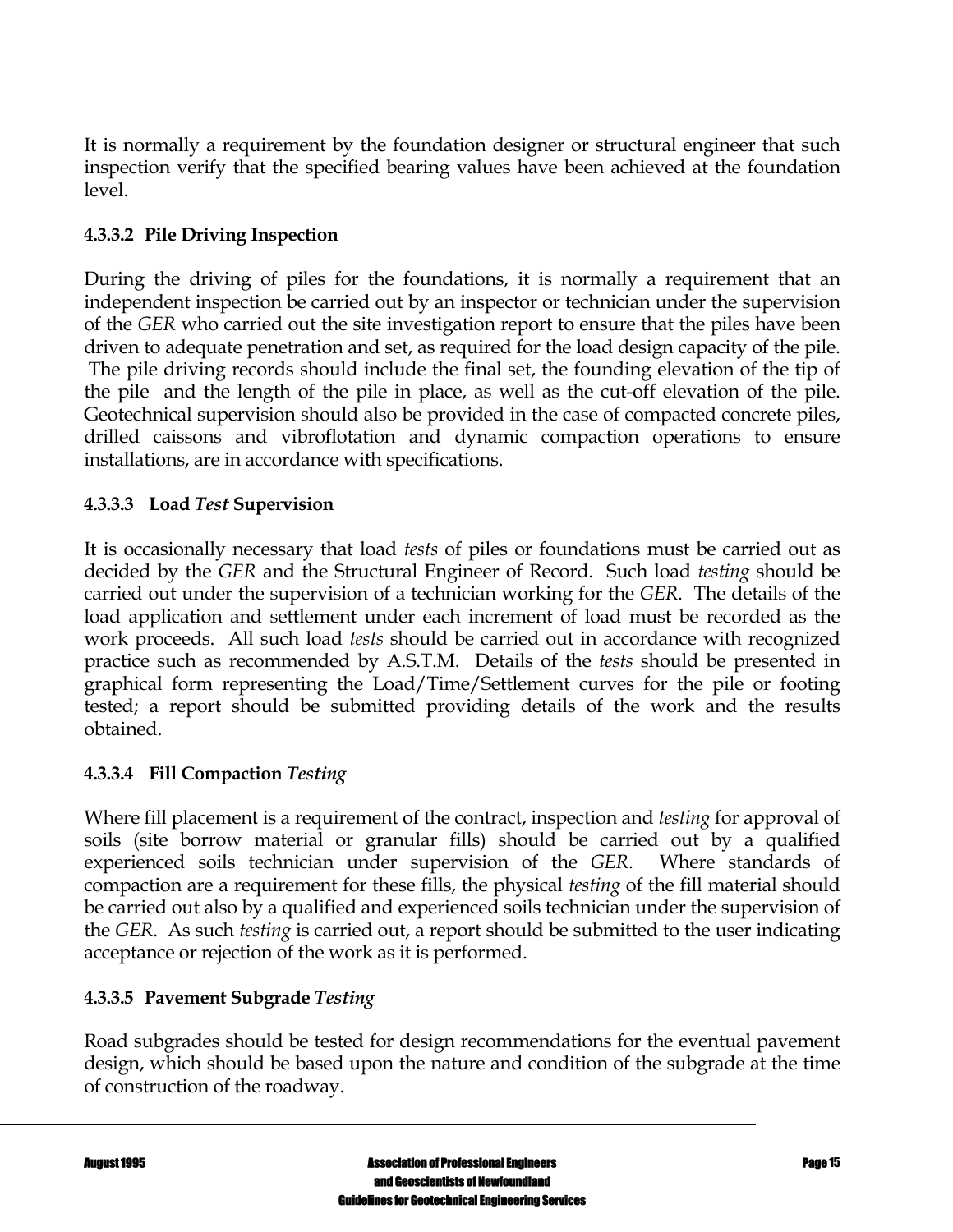It is normally a requirement by the foundation designer or structural engineer that such inspection verify that the specified bearing values have been achieved at the foundation level.

#### 4.3.3.2 Pile Driving Inspection

During the driving of piles for the foundations, it is normally a requirement that an independent inspection be carried out by an inspector or technician under the supervision of the *GER* who carried out the site investigation report to ensure that the piles have been driven to adequate penetration and set, as required for the load design capacity of the pile. The pile driving records should include the final set, the founding elevation of the tip of the pile and the length of the pile in place, as well as the cut-off elevation of the pile. Geotechnical supervision should also be provided in the case of compacted concrete piles, drilled caissons and vibroflotation and dynamic compaction operations to ensure installations, are in accordance with specifications.

#### 4.3.3.3 Load *Test* Supervision

It is occasionally necessary that load *tests* of piles or foundations must be carried out as decided by the *GER* and the Structural Engineer of Record. Such load *testing* should be carried out under the supervision of a technician working for the *GER*. The details of the load application and settlement under each increment of load must be recorded as the work proceeds. All such load *tests* should be carried out in accordance with recognized practice such as recommended by A.S.T.M. Details of the *tests* should be presented in graphical form representing the Load/Time/Settlement curves for the pile or footing tested; a report should be submitted providing details of the work and the results obtained.

#### 4.3.3.4 Fill Compaction *Testing*

Where fill placement is a requirement of the contract, inspection and *testing* for approval of soils (site borrow material or granular fills) should be carried out by a qualified experienced soils technician under supervision of the *GER*. Where standards of compaction are a requirement for these fills, the physical *testing* of the fill material should be carried out also by a qualified and experienced soils technician under the supervision of the *GER*. As such *testing* is carried out, a report should be submitted to the user indicating acceptance or rejection of the work as it is performed.

#### 4.3.3.5 Pavement Subgrade *Testing*

Road subgrades should be tested for design recommendations for the eventual pavement design, which should be based upon the nature and condition of the subgrade at the time of construction of the roadway.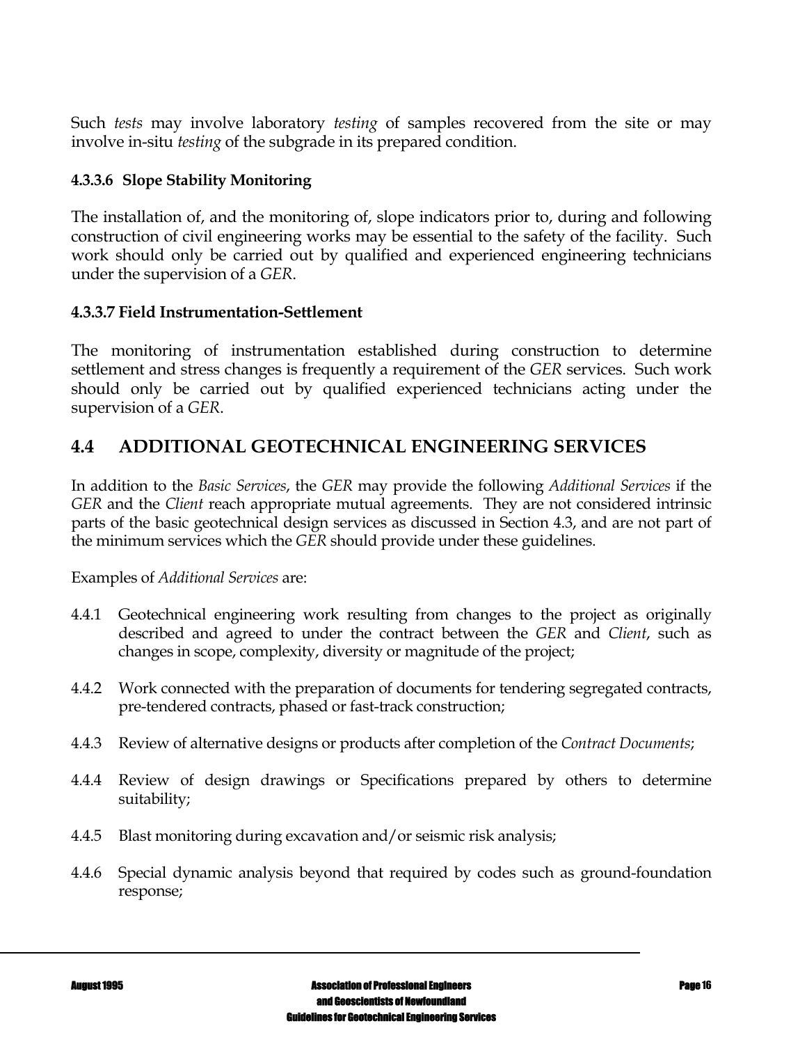Such *tests* may involve laboratory *testing* of samples recovered from the site or may involve in-situ *testing* of the subgrade in its prepared condition.

#### 4.3.3.6 Slope Stability Monitoring

The installation of, and the monitoring of, slope indicators prior to, during and following construction of civil engineering works may be essential to the safety of the facility. Such work should only be carried out by qualified and experienced engineering technicians under the supervision of a *GER*.

#### 4.3.3.7 Field Instrumentation-Settlement

The monitoring of instrumentation established during construction to determine settlement and stress changes is frequently a requirement of the *GER* services. Such work should only be carried out by qualified experienced technicians acting under the supervision of a *GER*.

## 4.4 ADDITIONAL GEOTECHNICAL ENGINEERING SERVICES

In addition to the *Basic Services*, the *GER* may provide the following *Additional Services* if the *GER* and the *Client* reach appropriate mutual agreements. They are not considered intrinsic parts of the basic geotechnical design services as discussed in Section 4.3, and are not part of the minimum services which the *GER* should provide under these guidelines.

Examples of *Additional Services* are:

4.4.1 Geotechnical engineering work resulting from changes to the project as originally described and agreed to under the contract between the *GER* and *Client*, such as changes in scope, complexity, diversity or magnitude of the project;

4.4.2 Work connected with the preparation of documents for tendering segregated contracts, pre-tendered contracts, phased or fast-track construction;

4.4.3 Review of alternative designs or products after completion of the *Contract Documents*;

4.4.4 Review of design drawings or Specifications prepared by others to determine suitability;

4.4.5 Blast monitoring during excavation and/or seismic risk analysis;

4.4.6 Special dynamic analysis beyond that required by codes such as ground-foundation response;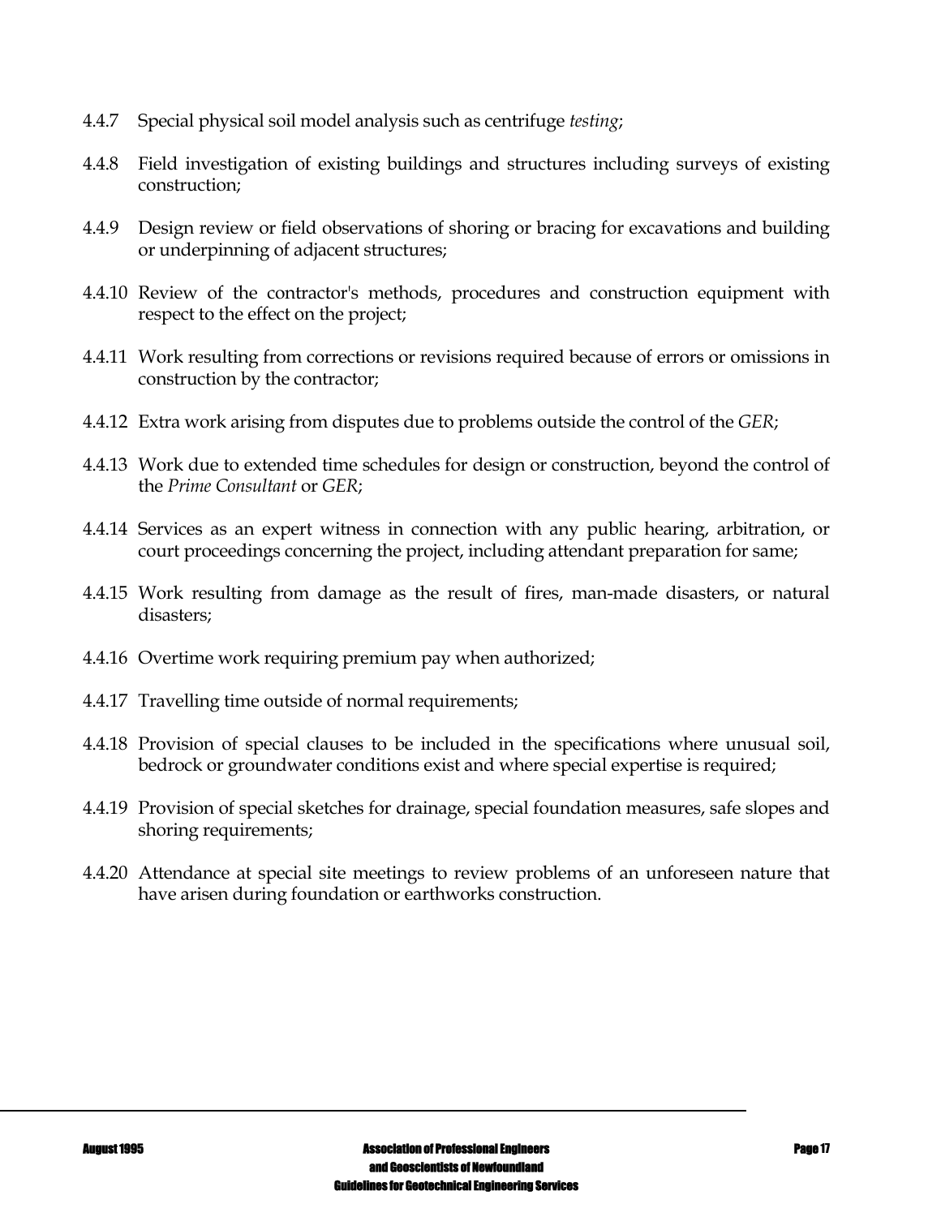4.4.7 Special physical soil model analysis such as centrifuge *testing*;

4.4.8 Field investigation of existing buildings and structures including surveys of existing construction;

4.4.9 Design review or field observations of shoring or bracing for excavations and building or underpinning of adjacent structures;

4.4.10 Review of the contractor's methods, procedures and construction equipment with respect to the effect on the project;

4.4.11 Work resulting from corrections or revisions required because of errors or omissions in construction by the contractor;

4.4.12 Extra work arising from disputes due to problems outside the control of the *GER*;

4.4.13 Work due to extended time schedules for design or construction, beyond the control of the *Prime Consultant* or *GER*;

4.4.14 Services as an expert witness in connection with any public hearing, arbitration, or court proceedings concerning the project, including attendant preparation for same;

4.4.15 Work resulting from damage as the result of fires, man-made disasters, or natural disasters;

4.4.16 Overtime work requiring premium pay when authorized;

4.4.17 Travelling time outside of normal requirements;

4.4.18 Provision of special clauses to be included in the specifications where unusual soil, bedrock or groundwater conditions exist and where special expertise is required;

4.4.19 Provision of special sketches for drainage, special foundation measures, safe slopes and shoring requirements;

4.4.20 Attendance at special site meetings to review problems of an unforeseen nature that have arisen during foundation or earthworks construction.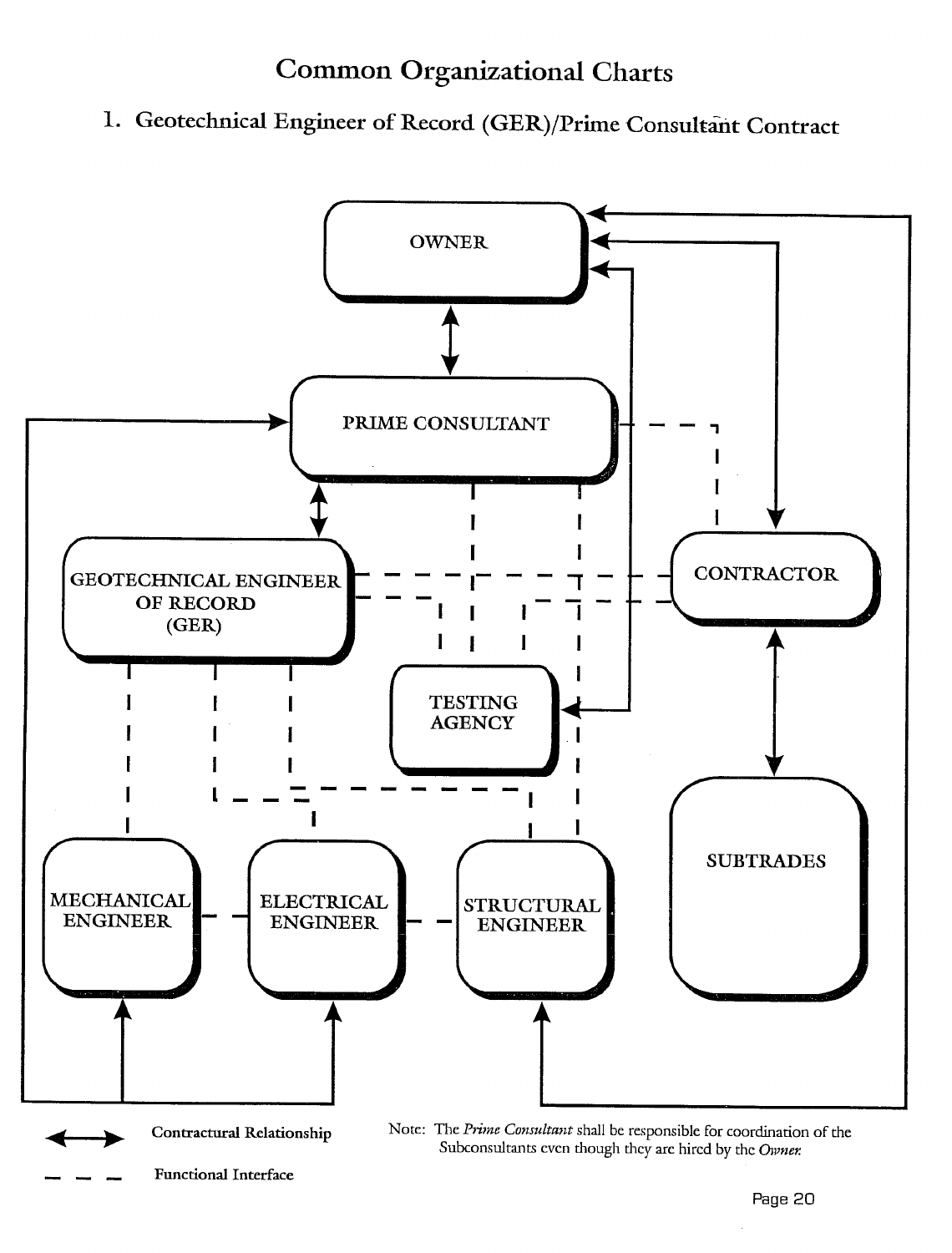# Common Organizational Charts

## 1. Geotechnical Engineer of Record (GER)/Prime Consultant Contract

OWNER

PRIME CONSULTANT

GEOTECHNICAL ENGINEER OF RECORD (GER)

CONTRACTOR

TESTING AGENCY

MECHANICAL ENGINEER

ELECTRICAL ENGINEER

STRUCTURAL ENGINEER

SUBTRADES

Contractural Relationship

Functional Interface

Note: The *Prime Consultant* shall be responsible for coordination of the Subconsultants even though they are hired by the *Owner.*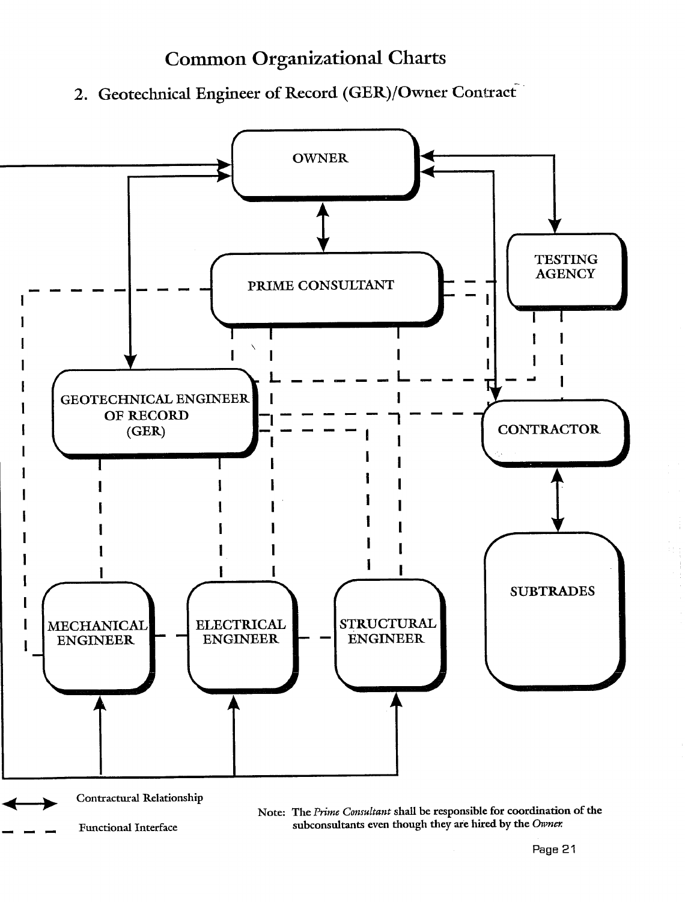# Common Organizational Charts

## 2. Geotechnical Engineer of Record (GER)/Owner Contract

OWNER

PRIME CONSULTANT

TESTING AGENCY

GEOTECHNICAL ENGINEER OF RECORD (GER)

CONTRACTOR

SUBTRADES

MECHANICAL ENGINEER

ELECTRICAL ENGINEER

STRUCTURAL ENGINEER

Contractural Relationship

Functional Interface

Note: The *Prime Consultant* shall be responsible for coordination of the subconsultants even though they are hired by the *Owner.*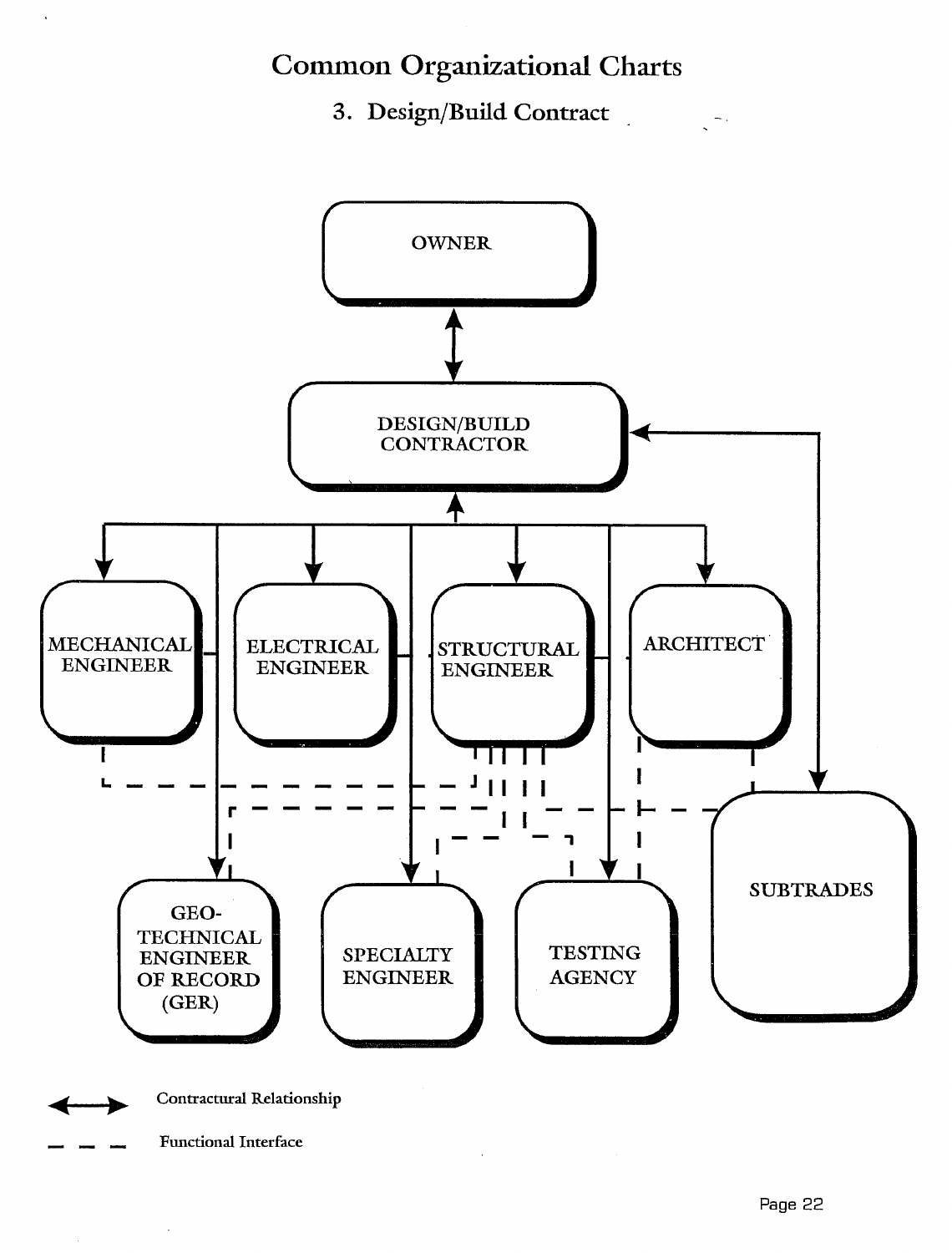# Common Organizational Charts

## 3. Design/Build Contract

OWNER

DESIGN/BUILD CONTRACTOR

MECHANICAL ENGINEER

ELECTRICAL ENGINEER

STRUCTURAL ENGINEER

ARCHITECT

GEO-TECHNICAL ENGINEER OF RECORD (GER)

SPECIALTY ENGINEER

TESTING AGENCY

SUBTRADES

Contractural Relationship

Functional Interface